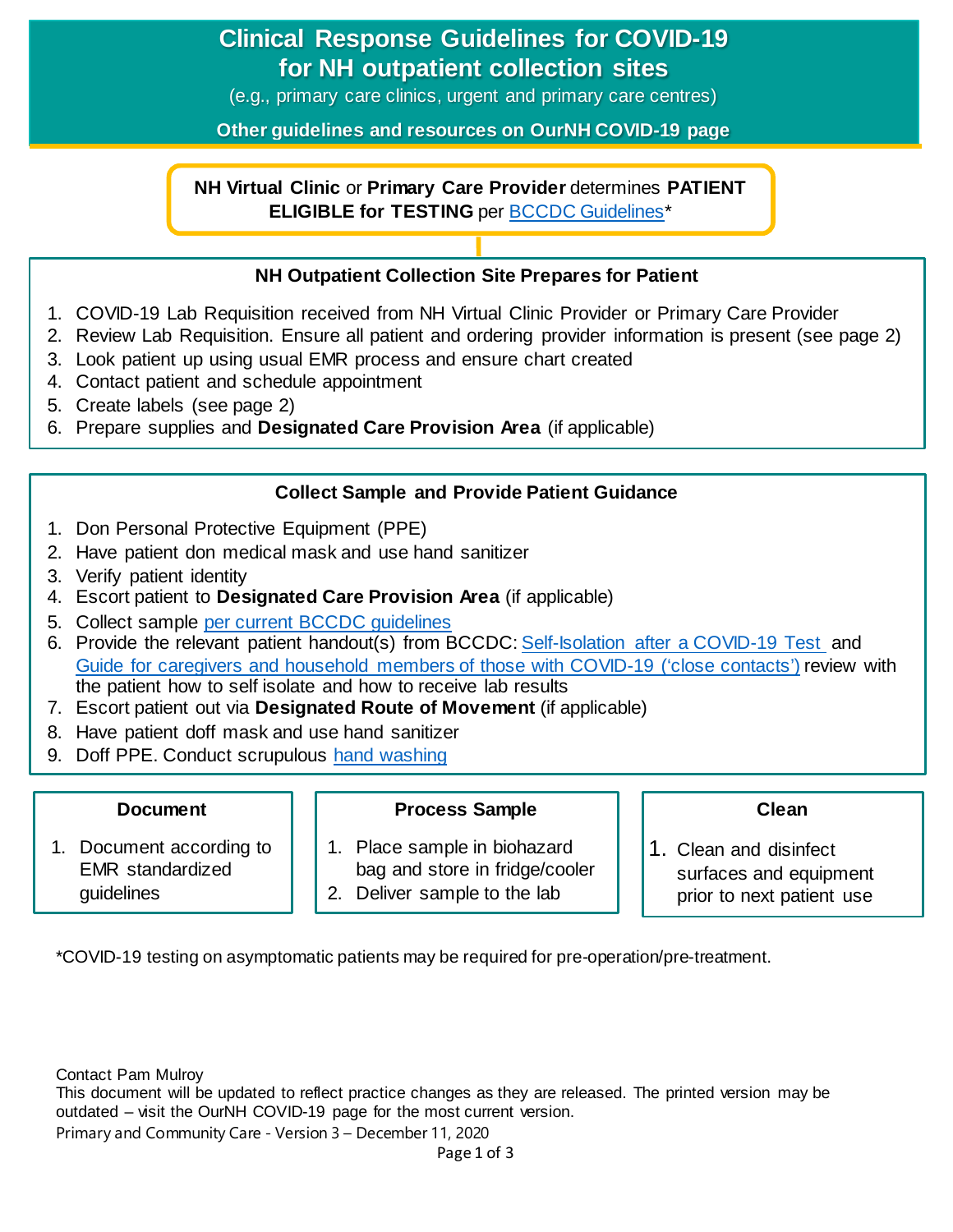# Clinical Response Guidelines for COVID-19 for NH outpatient collection sites

(e.g., primary care clinics, urgent and primary care centres)

**Other guidelines and resources on OurNH COVID-19 page**

**NH Virtual Clinic** or **Primary Care Provider** determines **PATIENT ELIGIBLE for TESTING** per BCCDC Guidelines*

### NH Outpatient Collection Site Prepares for Patient

1. COVID-19 Lab Requisition received from NH Virtual Clinic Provider or Primary Care Provider
2. Review Lab Requisition. Ensure all patient and ordering provider information is present (see page 2)
3. Look patient up using usual EMR process and ensure chart created
4. Contact patient and schedule appointment
5. Create labels (see page 2)
6. Prepare supplies and **Designated Care Provision Area** (if applicable)

### Collect Sample and Provide Patient Guidance

1. Don Personal Protective Equipment (PPE)
2. Have patient don medical mask and use hand sanitizer
3. Verify patient identity
4. Escort patient to **Designated Care Provision Area** (if applicable)
5. Collect sample per current BCCDC guidelines
6. Provide the relevant patient handout(s) from BCCDC: Self-Isolation after a COVID-19 Test and Guide for caregivers and household members of those with COVID-19 ('close contacts') review with the patient how to self isolate and how to receive lab results
7. Escort patient out via **Designated Route of Movement** (if applicable)
8. Have patient doff mask and use hand sanitizer
9. Doff PPE. Conduct scrupulous hand washing

### Document

1. Document according to EMR standardized guidelines

### Process Sample

1. Place sample in biohazard bag and store in fridge/cooler
2. Deliver sample to the lab

### Clean

1. Clean and disinfect surfaces and equipment prior to next patient use

*COVID-19 testing on asymptomatic patients may be required for pre-operation/pre-treatment.

Contact Pam Mulroy
This document will be updated to reflect practice changes as they are released. The printed version may be outdated – visit the OurNH COVID-19 page for the most current version.
Primary and Community Care - Version 3 – December 11, 2020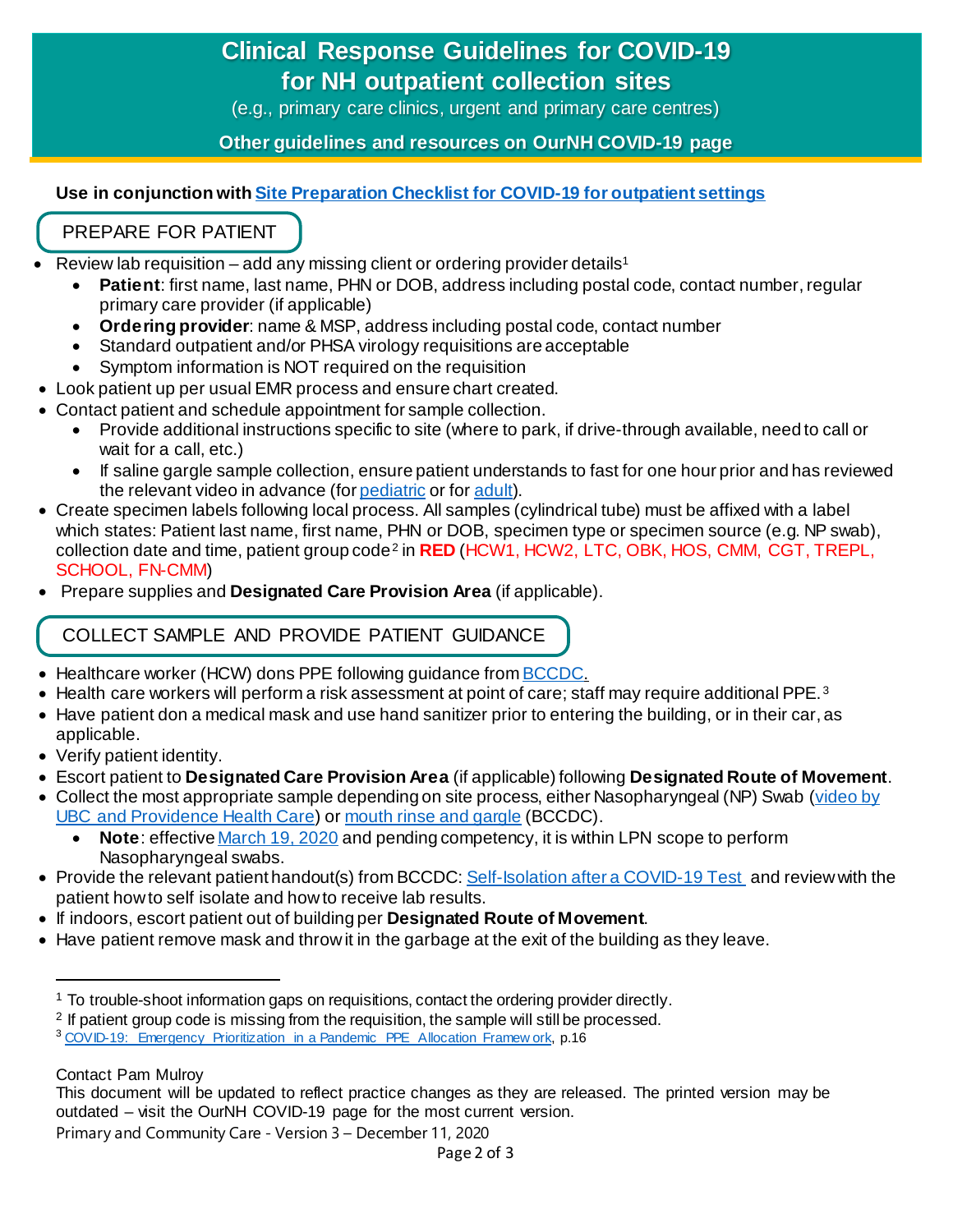# Clinical Response Guidelines for COVID-19 for NH outpatient collection sites

(e.g., primary care clinics, urgent and primary care centres)

**Other guidelines and resources on OurNH COVID-19 page**

**Use in conjunction with Site Preparation Checklist for COVID-19 for outpatient settings**

## PREPARE FOR PATIENT

- Review lab requisition – add any missing client or ordering provider details[1]
  - **Patient**: first name, last name, PHN or DOB, address including postal code, contact number, regular primary care provider (if applicable)
  - **Ordering provider**: name & MSP, address including postal code, contact number
  - Standard outpatient and/or PHSA virology requisitions are acceptable
  - Symptom information is NOT required on the requisition
- Look patient up per usual EMR process and ensure chart created.
- Contact patient and schedule appointment for sample collection.
  - Provide additional instructions specific to site (where to park, if drive-through available, need to call or wait for a call, etc.)
  - If saline gargle sample collection, ensure patient understands to fast for one hour prior and has reviewed the relevant video in advance (for pediatric or for adult).
- Create specimen labels following local process. All samples (cylindrical tube) must be affixed with a label which states: Patient last name, first name, PHN or DOB, specimen type or specimen source (e.g. NP swab), collection date and time, patient group code[2] in **RED** (HCW1, HCW2, LTC, OBK, HOS, CMM, CGT, TREPL, SCHOOL, FN-CMM)
- Prepare supplies and **Designated Care Provision Area** (if applicable).

## COLLECT SAMPLE AND PROVIDE PATIENT GUIDANCE

- Healthcare worker (HCW) dons PPE following guidance from BCCDC.
- Health care workers will perform a risk assessment at point of care; staff may require additional PPE.[3]
- Have patient don a medical mask and use hand sanitizer prior to entering the building, or in their car, as applicable.
- Verify patient identity.
- Escort patient to **Designated Care Provision Area** (if applicable) following **Designated Route of Movement**.
- Collect the most appropriate sample depending on site process, either Nasopharyngeal (NP) Swab (video by UBC and Providence Health Care) or mouth rinse and gargle (BCCDC).
  - **Note**: effective March 19, 2020 and pending competency, it is within LPN scope to perform Nasopharyngeal swabs.
- Provide the relevant patient handout(s) from BCCDC: Self-Isolation after a COVID-19 Test and review with the patient how to self isolate and how to receive lab results.
- If indoors, escort patient out of building per **Designated Route of Movement**.
- Have patient remove mask and throw it in the garbage at the exit of the building as they leave.

---

[1] To trouble-shoot information gaps on requisitions, contact the ordering provider directly.

[2] If patient group code is missing from the requisition, the sample will still be processed.

[3] COVID-19: Emergency Prioritization in a Pandemic PPE Allocation Framework, p.16

Contact Pam Mulroy

This document will be updated to reflect practice changes as they are released. The printed version may be outdated – visit the OurNH COVID-19 page for the most current version.

Primary and Community Care - Version 3 – December 11, 2020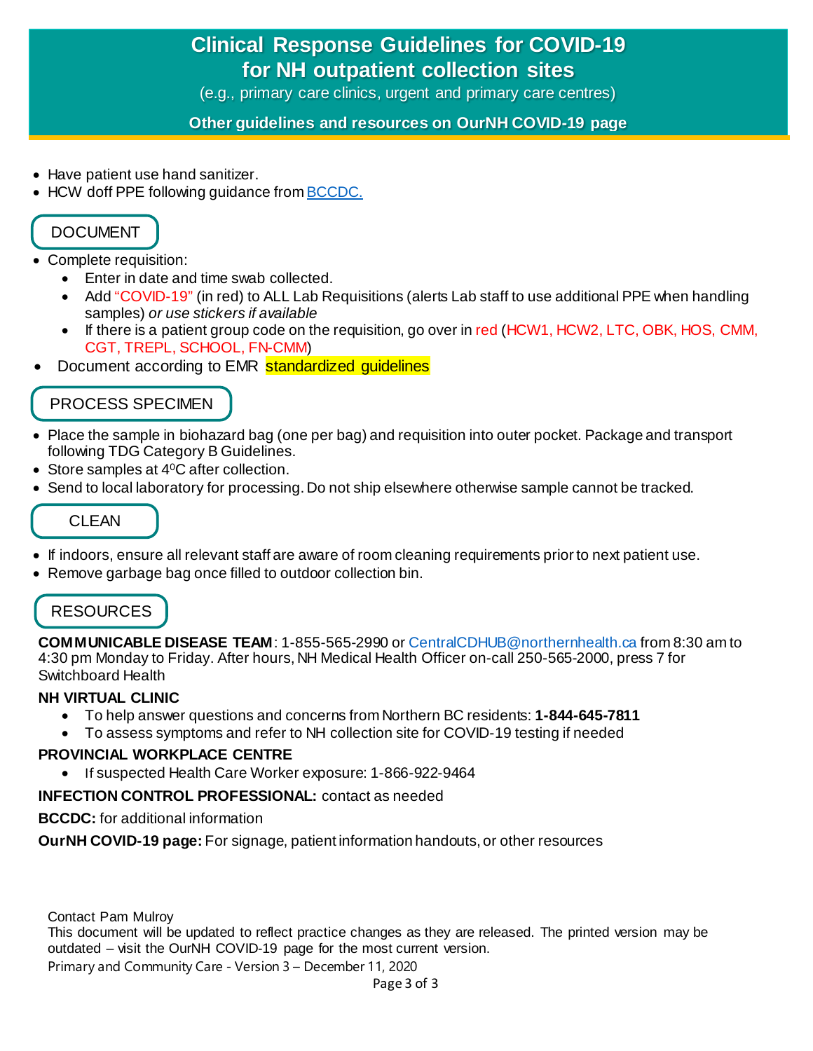# Clinical Response Guidelines for COVID-19 for NH outpatient collection sites

(e.g., primary care clinics, urgent and primary care centres)

**Other guidelines and resources on OurNH COVID-19 page**

- Have patient use hand sanitizer.
- HCW doff PPE following guidance from BCCDC.

## DOCUMENT

- Complete requisition:
  - Enter in date and time swab collected.
  - Add "COVID-19" (in red) to ALL Lab Requisitions (alerts Lab staff to use additional PPE when handling samples) *or use stickers if available*
  - If there is a patient group code on the requisition, go over in red (HCW1, HCW2, LTC, OBK, HOS, CMM, CGT, TREPL, SCHOOL, FN-CMM)
- Document according to EMR standardized guidelines

## PROCESS SPECIMEN

- Place the sample in biohazard bag (one per bag) and requisition into outer pocket. Package and transport following TDG Category B Guidelines.
- Store samples at $4^0$C after collection.
- Send to local laboratory for processing. Do not ship elsewhere otherwise sample cannot be tracked.

## CLEAN

- If indoors, ensure all relevant staff are aware of room cleaning requirements prior to next patient use.
- Remove garbage bag once filled to outdoor collection bin.

## RESOURCES

**COMMUNICABLE DISEASE TEAM**: 1-855-565-2990 or CentralCDHUB@northernhealth.ca from 8:30 am to 4:30 pm Monday to Friday. After hours, NH Medical Health Officer on-call 250-565-2000, press 7 for Switchboard Health

**NH VIRTUAL CLINIC**

- To help answer questions and concerns from Northern BC residents: **1-844-645-7811**
- To assess symptoms and refer to NH collection site for COVID-19 testing if needed

**PROVINCIAL WORKPLACE CENTRE**

- If suspected Health Care Worker exposure: 1-866-922-9464

**INFECTION CONTROL PROFESSIONAL:** contact as needed

**BCCDC:** for additional information

**OurNH COVID-19 page:** For signage, patient information handouts, or other resources

Contact Pam Mulroy

This document will be updated to reflect practice changes as they are released. The printed version may be outdated – visit the OurNH COVID-19 page for the most current version.

Primary and Community Care - Version 3 – December 11, 2020